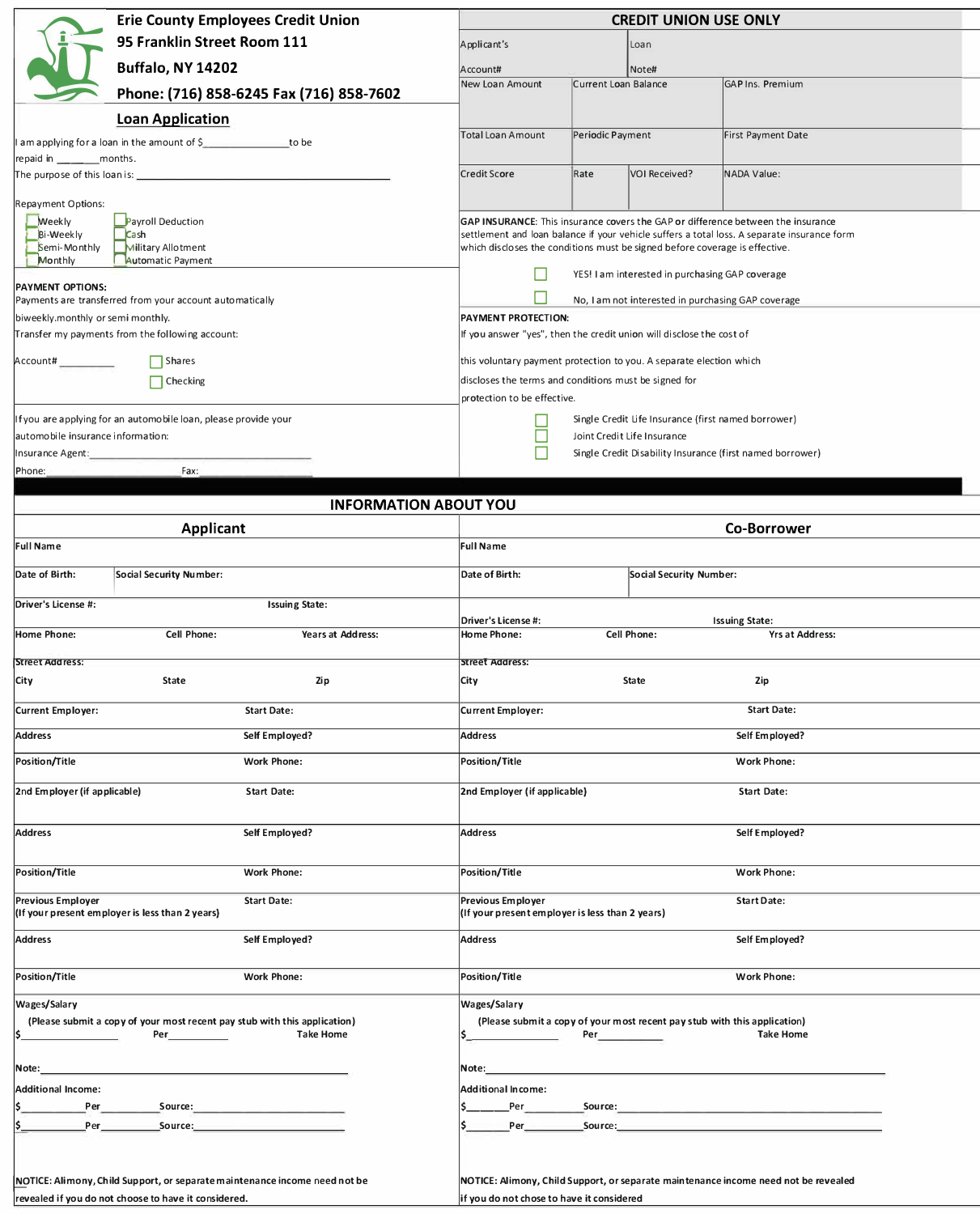**Erie County Employees Credit Union**
**95 Franklin Street Room 111**
**Buffalo, NY 14202**
**Phone: (716) 858-6245 Fax (716) 858-7602**

## Loan Application

I am applying for a loan in the amount of $_______________ to be repaid in _______ months.
The purpose of this loan is: ______________________________________________

Repayment Options:

| | |
|---|---|
| ☐ Weekly | ☐ Payroll Deduction |
| ☐ Bi-Weekly | ☐ Cash |
| ☐ Semi-Monthly | ☐ Military Allotment |
| ☐ Monthly | ☐ Automatic Payment |

**PAYMENT OPTIONS:**
Payments are transferred from your account automatically biweekly.monthly or semi monthly.
Transfer my payments from the following account:

Account# __________ ☐ Shares ☐ Checking

If you are applying for an automobile loan, please provide your automobile insurance information:
Insurance Agent:______________________________________
Phone:_______________________ Fax:_____________________

## CREDIT UNION USE ONLY

| Applicant's Account# | Loan Note# | |
|---|---|---|
| New Loan Amount | Current Loan Balance | GAP Ins. Premium |
| Total Loan Amount | Periodic Payment | First Payment Date |
| Credit Score | Rate / VOI Received? | NADA Value: |

**GAP INSURANCE**: This insurance covers the GAP or difference between the insurance settlement and loan balance if your vehicle suffers a total loss. A separate insurance form which discloses the conditions must be signed before coverage is effective.

☐ YES! I am interested in purchasing GAP coverage
☐ No, I am not interested in purchasing GAP coverage

**PAYMENT PROTECTION:**
If you answer "yes", then the credit union will disclose the cost of this voluntary payment protection to you. A separate election which discloses the terms and conditions must be signed for protection to be effective.

☐ Single Credit Life Insurance (first named borrower)
☐ Joint Credit Life Insurance
☐ Single Credit Disability Insurance (first named borrower)

## INFORMATION ABOUT YOU

### Applicant

**Full Name**

**Date of Birth:** **Social Security Number:**

**Driver's License #:** **Issuing State:**

**Home Phone:** **Cell Phone:** **Years at Address:**

**Street Address:**

**City** **State** **Zip**

**Current Employer:** **Start Date:**

**Address** **Self Employed?**

**Position/Title** **Work Phone:**

**2nd Employer (if applicable)** **Start Date:**

**Address** **Self Employed?**

**Position/Title** **Work Phone:**

**Previous Employer (If your present employer is less than 2 years)** **Start Date:**

**Address** **Self Employed?**

**Position/Title** **Work Phone:**

**Wages/Salary**
**(Please submit a copy of your most recent pay stub with this application)**
$____________ Per___________ Take Home

**Note:**_____________________________________________

**Additional Income:**
$___________Per__________Source:_____________________________
$___________Per__________Source:_____________________________

NOTICE: Alimony, Child Support, or separate maintenance income need not be revealed if you do not choose to have it considered.

### Co-Borrower

**Full Name**

**Date of Birth:** **Social Security Number:**

**Driver's License #:** **Issuing State:**

**Home Phone:** **Cell Phone:** **Yrs at Address:**

**Street Address:**

**City** **State** **Zip**

**Current Employer:** **Start Date:**

**Address** **Self Employed?**

**Position/Title** **Work Phone:**

**2nd Employer (if applicable)** **Start Date:**

**Address** **Self Employed?**

**Position/Title** **Work Phone:**

**Previous Employer (If your present employer is less than 2 years)** **Start Date:**

**Address** **Self Employed?**

**Position/Title** **Work Phone:**

**Wages/Salary**
**(Please submit a copy of your most recent pay stub with this application)**
$____________ Per___________ Take Home

**Note:**_____________________________________________

**Additional Income:**
$_______Per__________Source:_____________________________
$_______Per__________Source:_____________________________

NOTICE: Alimony, Child Support, or separate maintenance income need not be revealed if you do not chose to have it considered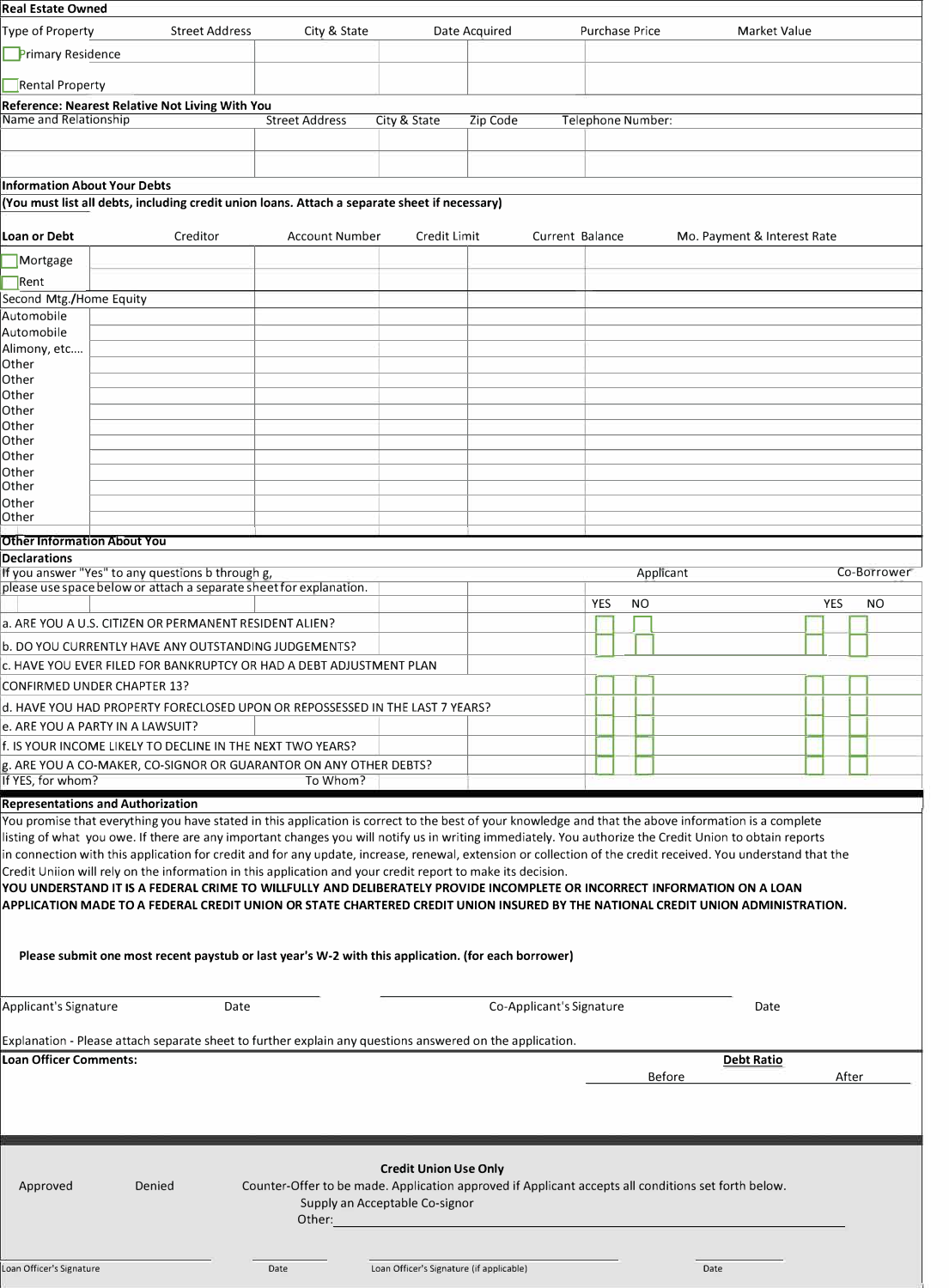## Real Estate Owned

| Type of Property | Street Address | City & State | Date Acquired | Purchase Price | Market Value |
|---|---|---|---|---|---|
| ☐ Primary Residence | | | | | |
| ☐ Rental Property | | | | | |

## Reference: Nearest Relative Not Living With You

| Name and Relationship | Street Address | City & State | Zip Code | Telephone Number: |
|---|---|---|---|---|
| | | | | |
| | | | | |

## Information About Your Debts

**(You must list all debts, including credit union loans. Attach a separate sheet if necessary)**

| Loan or Debt | Creditor | Account Number | Credit Limit | Current Balance | Mo. Payment & Interest Rate |
|---|---|---|---|---|---|
| ☐ Mortgage | | | | | |
| ☐ Rent | | | | | |
| Second Mtg./Home Equity | | | | | |
| Automobile | | | | | |
| Automobile | | | | | |
| Alimony, etc.... | | | | | |
| Other | | | | | |
| Other | | | | | |
| Other | | | | | |
| Other | | | | | |
| Other | | | | | |
| Other | | | | | |
| Other | | | | | |
| Other | | | | | |
| Other | | | | | |
| Other | | | | | |
| Other | | | | | |

## Other Information About You

### Declarations

If you answer "Yes" to any questions b through g, please use space below or attach a separate sheet for explanation.

| | Applicant YES | Applicant NO | Co-Borrower YES | Co-Borrower NO |
|---|---|---|---|---|
| a. ARE YOU A U.S. CITIZEN OR PERMANENT RESIDENT ALIEN? | ☐ | ☐ | ☐ | ☐ |
| b. DO YOU CURRENTLY HAVE ANY OUTSTANDING JUDGEMENTS? | ☐ | ☐ | ☐ | ☐ |
| c. HAVE YOU EVER FILED FOR BANKRUPTCY OR HAD A DEBT ADJUSTMENT PLAN CONFIRMED UNDER CHAPTER 13? | ☐ | ☐ | ☐ | ☐ |
| d. HAVE YOU HAD PROPERTY FORECLOSED UPON OR REPOSSESSED IN THE LAST 7 YEARS? | ☐ | ☐ | ☐ | ☐ |
| e. ARE YOU A PARTY IN A LAWSUIT? | ☐ | ☐ | ☐ | ☐ |
| f. IS YOUR INCOME LIKELY TO DECLINE IN THE NEXT TWO YEARS? | ☐ | ☐ | ☐ | ☐ |
| g. ARE YOU A CO-MAKER, CO-SIGNOR OR GUARANTOR ON ANY OTHER DEBTS? | ☐ | ☐ | ☐ | ☐ |

If YES, for whom? To Whom?

## Representations and Authorization

You promise that everything you have stated in this application is correct to the best of your knowledge and that the above information is a complete listing of what you owe. If there are any important changes you will notify us in writing immediately. You authorize the Credit Union to obtain reports in connection with this application for credit and for any update, increase, renewal, extension or collection of the credit received. You understand that the Credit Uniion will rely on the information in this application and your credit report to make its decision.

**YOU UNDERSTAND IT IS A FEDERAL CRIME TO WILLFULLY AND DELIBERATELY PROVIDE INCOMPLETE OR INCORRECT INFORMATION ON A LOAN APPLICATION MADE TO A FEDERAL CREDIT UNION OR STATE CHARTERED CREDIT UNION INSURED BY THE NATIONAL CREDIT UNION ADMINISTRATION.**

**Please submit one most recent paystub or last year's W-2 with this application. (for each borrower)**

Applicant's Signature ____________ Date ____________ Co-Applicant's Signature ____________ Date ____________

Explanation - Please attach separate sheet to further explain any questions answered on the application.

**Loan Officer Comments:**

**Debt Ratio**

Before ____________ After ____________

### Credit Union Use Only

Approved Denied

Counter-Offer to be made. Application approved if Applicant accepts all conditions set forth below.

Supply an Acceptable Co-signor

Other: ____________

Loan Officer's Signature ____________ Date ____________ Loan Officer's Signature (if applicable) ____________ Date ____________